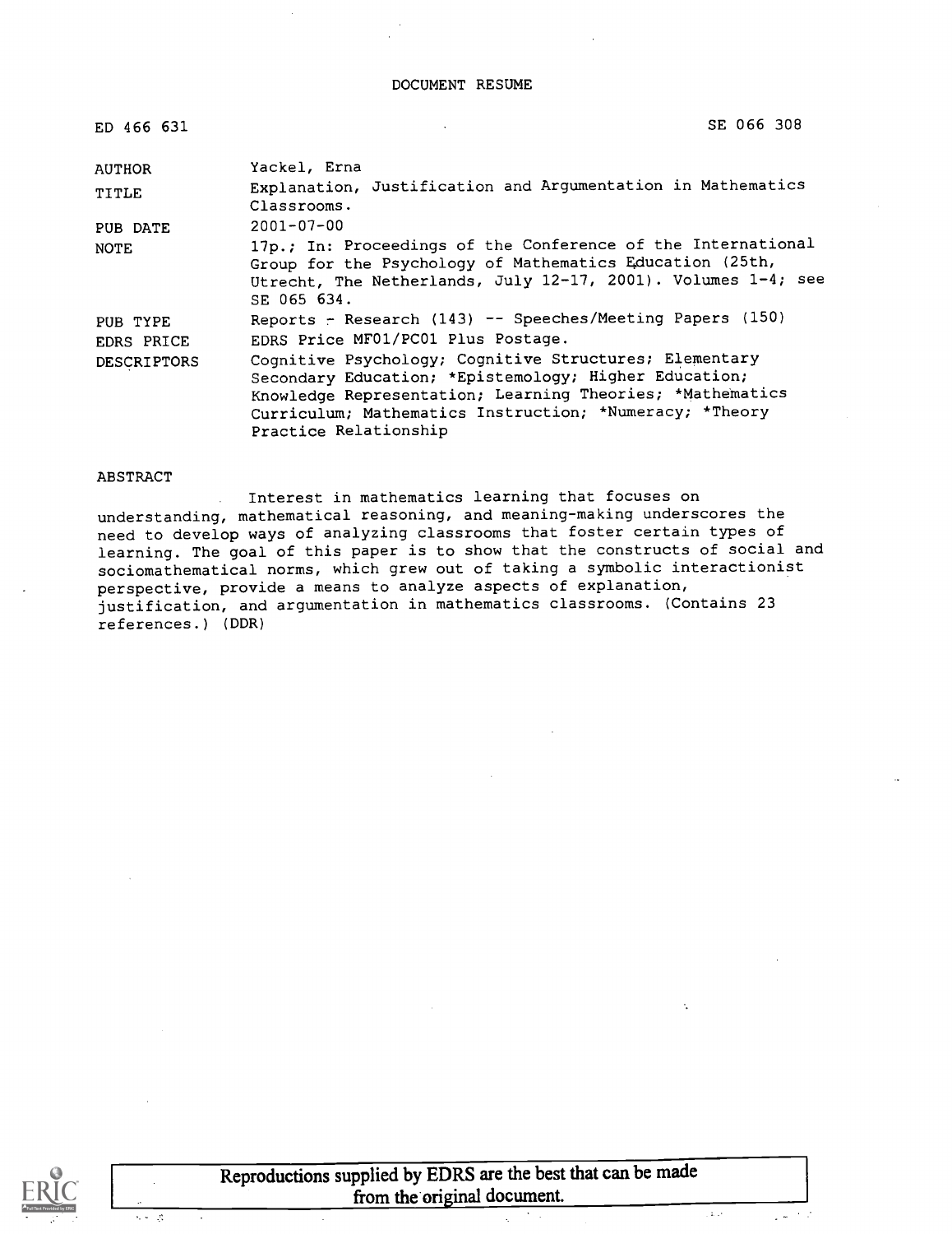DOCUMENT RESUME

| ED 466 631 | SE 066 308 |
|---|---|
| AUTHOR | Yackel, Erna |
| TITLE | Explanation, Justification and Argumentation in Mathematics Classrooms. |
| PUB DATE | 2001-07-00 |
| NOTE | 17p.; In: Proceedings of the Conference of the International Group for the Psychology of Mathematics Education (25th, Utrecht, The Netherlands, July 12-17, 2001). Volumes 1-4; see SE 065 634. |
| PUB TYPE | Reports - Research (143) -- Speeches/Meeting Papers (150) |
| EDRS PRICE | EDRS Price MF01/PC01 Plus Postage. |
| DESCRIPTORS | Cognitive Psychology; Cognitive Structures; Elementary Secondary Education; *Epistemology; Higher Education; Knowledge Representation; Learning Theories; *Mathematics Curriculum; Mathematics Instruction; *Numeracy; *Theory Practice Relationship |

ABSTRACT

Interest in mathematics learning that focuses on understanding, mathematical reasoning, and meaning-making underscores the need to develop ways of analyzing classrooms that foster certain types of learning. The goal of this paper is to show that the constructs of social and sociomathematical norms, which grew out of taking a symbolic interactionist perspective, provide a means to analyze aspects of explanation, justification, and argumentation in mathematics classrooms. (Contains 23 references.) (DDR)

Reproductions supplied by EDRS are the best that can be made from the original document.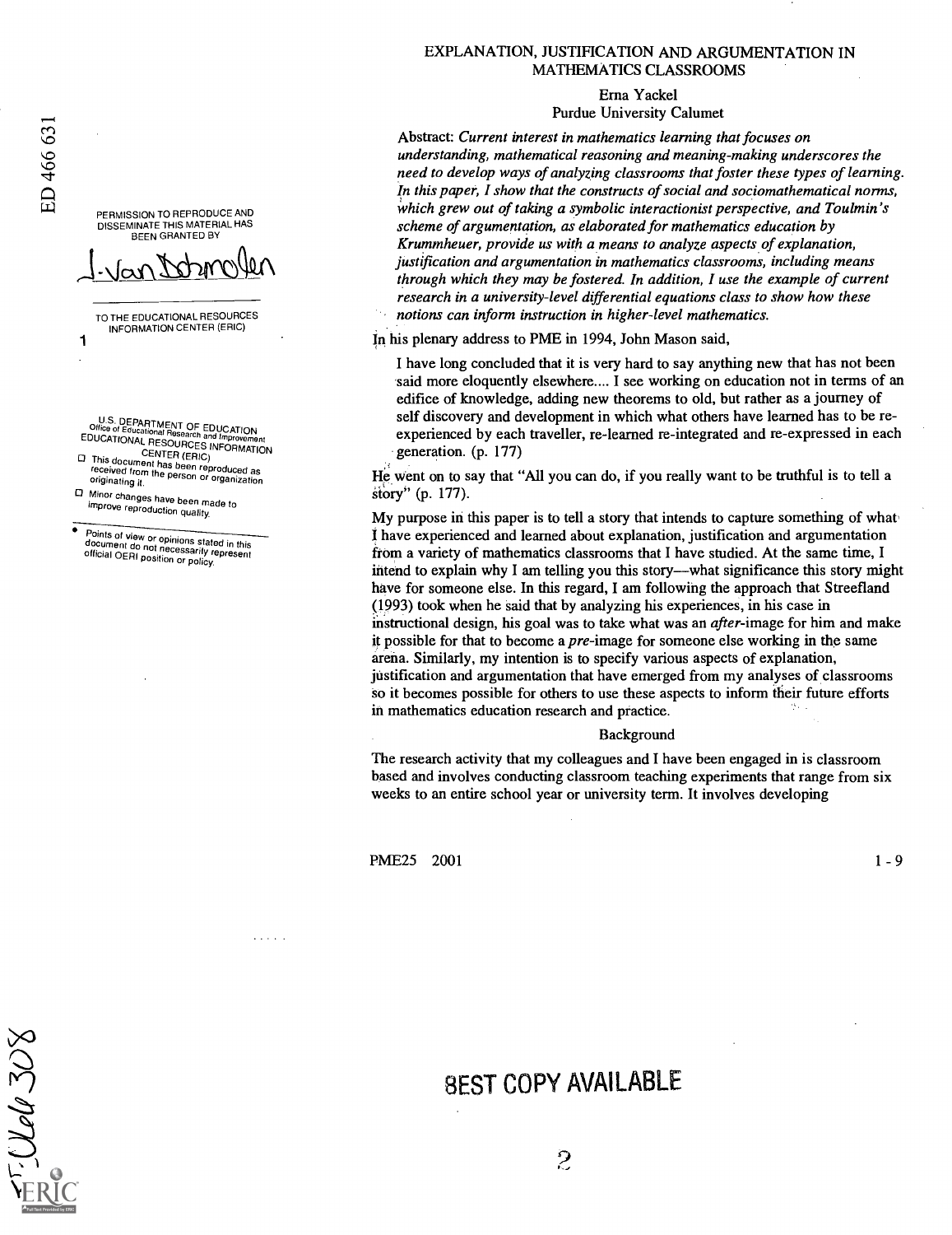# EXPLANATION, JUSTIFICATION AND ARGUMENTATION IN MATHEMATICS CLASSROOMS

Erna Yackel
Purdue University Calumet

Abstract: *Current interest in mathematics learning that focuses on understanding, mathematical reasoning and meaning-making underscores the need to develop ways of analyzing classrooms that foster these types of learning. In this paper, I show that the constructs of social and sociomathematical norms, which grew out of taking a symbolic interactionist perspective, and Toulmin's scheme of argumentation, as elaborated for mathematics education by Krummheuer, provide us with a means to analyze aspects of explanation, justification and argumentation in mathematics classrooms, including means through which they may be fostered. In addition, I use the example of current research in a university-level differential equations class to show how these notions can inform instruction in higher-level mathematics.*

In his plenary address to PME in 1994, John Mason said,

> I have long concluded that it is very hard to say anything new that has not been said more eloquently elsewhere.... I see working on education not in terms of an edifice of knowledge, adding new theorems to old, but rather as a journey of self discovery and development in which what others have learned has to be re-experienced by each traveller, re-learned re-integrated and re-expressed in each generation. (p. 177)

He went on to say that "All you can do, if you really want to be truthful is to tell a story" (p. 177).

My purpose in this paper is to tell a story that intends to capture something of what I have experienced and learned about explanation, justification and argumentation from a variety of mathematics classrooms that I have studied. At the same time, I intend to explain why I am telling you this story—what significance this story might have for someone else. In this regard, I am following the approach that Streefland (1993) took when he said that by analyzing his experiences, in his case in instructional design, his goal was to take what was an *after*-image for him and make it possible for that to become a *pre*-image for someone else working in the same arena. Similarly, my intention is to specify various aspects of explanation, justification and argumentation that have emerged from my analyses of classrooms so it becomes possible for others to use these aspects to inform their future efforts in mathematics education research and practice.

## Background

The research activity that my colleagues and I have been engaged in is classroom based and involves conducting classroom teaching experiments that range from six weeks to an entire school year or university term. It involves developing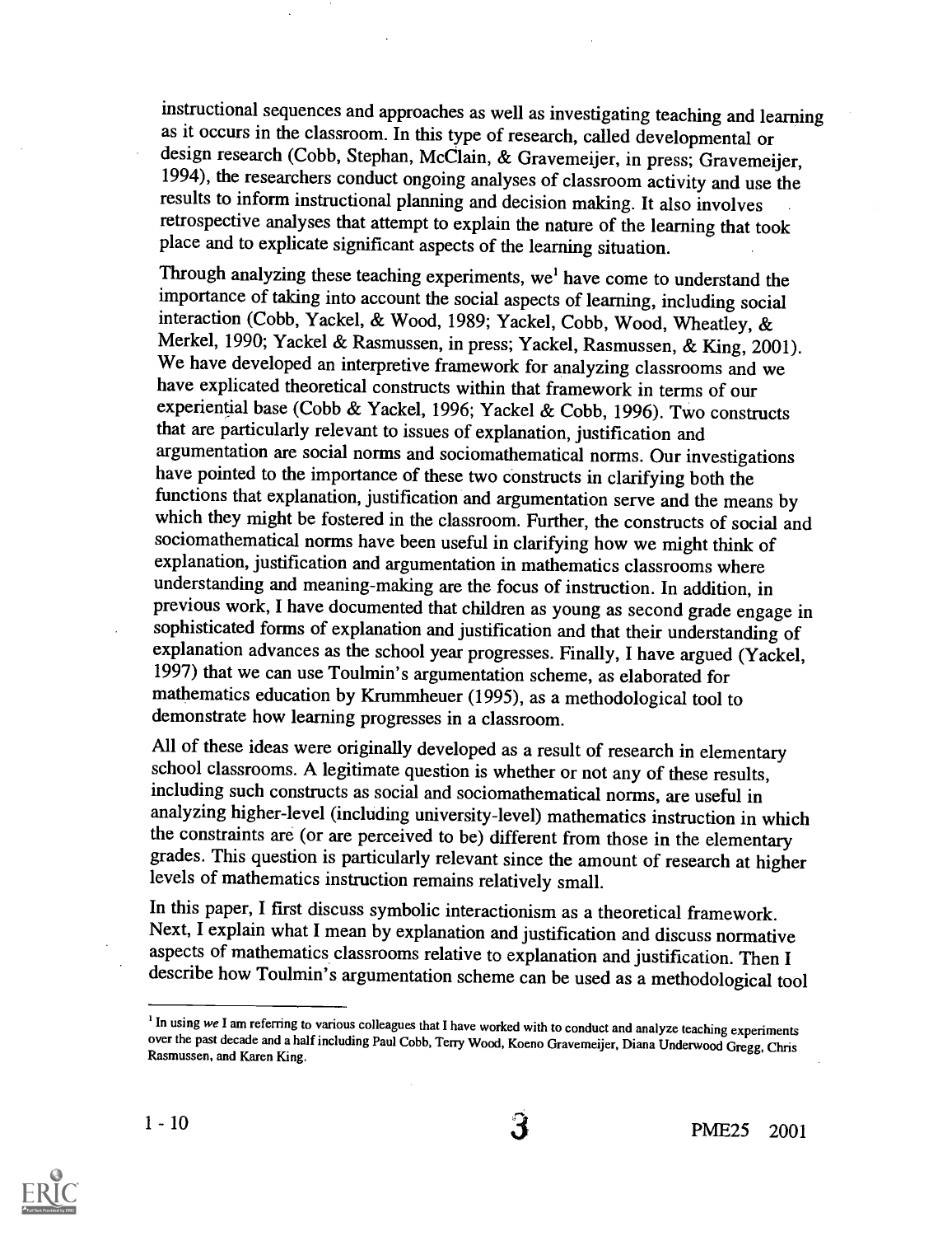instructional sequences and approaches as well as investigating teaching and learning as it occurs in the classroom. In this type of research, called developmental or design research (Cobb, Stephan, McClain, & Gravemeijer, in press; Gravemeijer, 1994), the researchers conduct ongoing analyses of classroom activity and use the results to inform instructional planning and decision making. It also involves retrospective analyses that attempt to explain the nature of the learning that took place and to explicate significant aspects of the learning situation.

Through analyzing these teaching experiments, we[1] have come to understand the importance of taking into account the social aspects of learning, including social interaction (Cobb, Yackel, & Wood, 1989; Yackel, Cobb, Wood, Wheatley, & Merkel, 1990; Yackel & Rasmussen, in press; Yackel, Rasmussen, & King, 2001). We have developed an interpretive framework for analyzing classrooms and we have explicated theoretical constructs within that framework in terms of our experiential base (Cobb & Yackel, 1996; Yackel & Cobb, 1996). Two constructs that are particularly relevant to issues of explanation, justification and argumentation are social norms and sociomathematical norms. Our investigations have pointed to the importance of these two constructs in clarifying both the functions that explanation, justification and argumentation serve and the means by which they might be fostered in the classroom. Further, the constructs of social and sociomathematical norms have been useful in clarifying how we might think of explanation, justification and argumentation in mathematics classrooms where understanding and meaning-making are the focus of instruction. In addition, in previous work, I have documented that children as young as second grade engage in sophisticated forms of explanation and justification and that their understanding of explanation advances as the school year progresses. Finally, I have argued (Yackel, 1997) that we can use Toulmin's argumentation scheme, as elaborated for mathematics education by Krummheuer (1995), as a methodological tool to demonstrate how learning progresses in a classroom.

All of these ideas were originally developed as a result of research in elementary school classrooms. A legitimate question is whether or not any of these results, including such constructs as social and sociomathematical norms, are useful in analyzing higher-level (including university-level) mathematics instruction in which the constraints are (or are perceived to be) different from those in the elementary grades. This question is particularly relevant since the amount of research at higher levels of mathematics instruction remains relatively small.

In this paper, I first discuss symbolic interactionism as a theoretical framework. Next, I explain what I mean by explanation and justification and discuss normative aspects of mathematics classrooms relative to explanation and justification. Then I describe how Toulmin's argumentation scheme can be used as a methodological tool

[1] In using *we* I am referring to various colleagues that I have worked with to conduct and analyze teaching experiments over the past decade and a half including Paul Cobb, Terry Wood, Koeno Gravemeijer, Diana Underwood Gregg, Chris Rasmussen, and Karen King.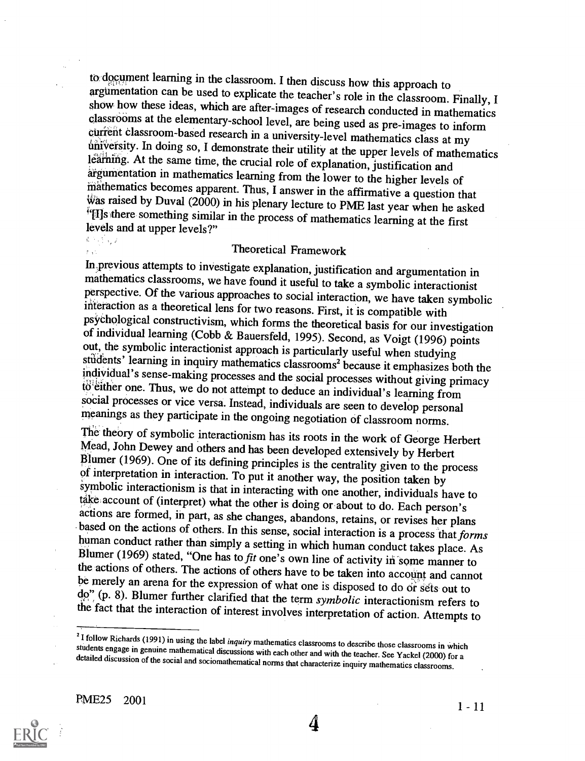to document learning in the classroom. I then discuss how this approach to argumentation can be used to explicate the teacher's role in the classroom. Finally, I show how these ideas, which are after-images of research conducted in mathematics classrooms at the elementary-school level, are being used as pre-images to inform current classroom-based research in a university-level mathematics class at my university. In doing so, I demonstrate their utility at the upper levels of mathematics learning. At the same time, the crucial role of explanation, justification and argumentation in mathematics learning from the lower to the higher levels of mathematics becomes apparent. Thus, I answer in the affirmative a question that was raised by Duval (2000) in his plenary lecture to PME last year when he asked "[I]s there something similar in the process of mathematics learning at the first levels and at upper levels?"

## Theoretical Framework

In previous attempts to investigate explanation, justification and argumentation in mathematics classrooms, we have found it useful to take a symbolic interactionist perspective. Of the various approaches to social interaction, we have taken symbolic interaction as a theoretical lens for two reasons. First, it is compatible with psychological constructivism, which forms the theoretical basis for our investigation of individual learning (Cobb & Bauersfeld, 1995). Second, as Voigt (1996) points out, the symbolic interactionist approach is particularly useful when studying students' learning in inquiry mathematics classrooms[2] because it emphasizes both the individual's sense-making processes and the social processes without giving primacy to either one. Thus, we do not attempt to deduce an individual's learning from social processes or vice versa. Instead, individuals are seen to develop personal meanings as they participate in the ongoing negotiation of classroom norms.

The theory of symbolic interactionism has its roots in the work of George Herbert Mead, John Dewey and others and has been developed extensively by Herbert Blumer (1969). One of its defining principles is the centrality given to the process of interpretation in interaction. To put it another way, the position taken by symbolic interactionism is that in interacting with one another, individuals have to take account of (interpret) what the other is doing or about to do. Each person's actions are formed, in part, as she changes, abandons, retains, or revises her plans based on the actions of others. In this sense, social interaction is a process that *forms* human conduct rather than simply a setting in which human conduct takes place. As Blumer (1969) stated, "One has to *fit* one's own line of activity in some manner to the actions of others. The actions of others have to be taken into account and cannot be merely an arena for the expression of what one is disposed to do or sets out to do" (p. 8). Blumer further clarified that the term *symbolic* interactionism refers to the fact that the interaction of interest involves interpretation of action. Attempts to

---

[2] I follow Richards (1991) in using the label *inquiry* mathematics classrooms to describe those classrooms in which students engage in genuine mathematical discussions with each other and with the teacher. See Yackel (2000) for a detailed discussion of the social and sociomathematical norms that characterize inquiry mathematics classrooms.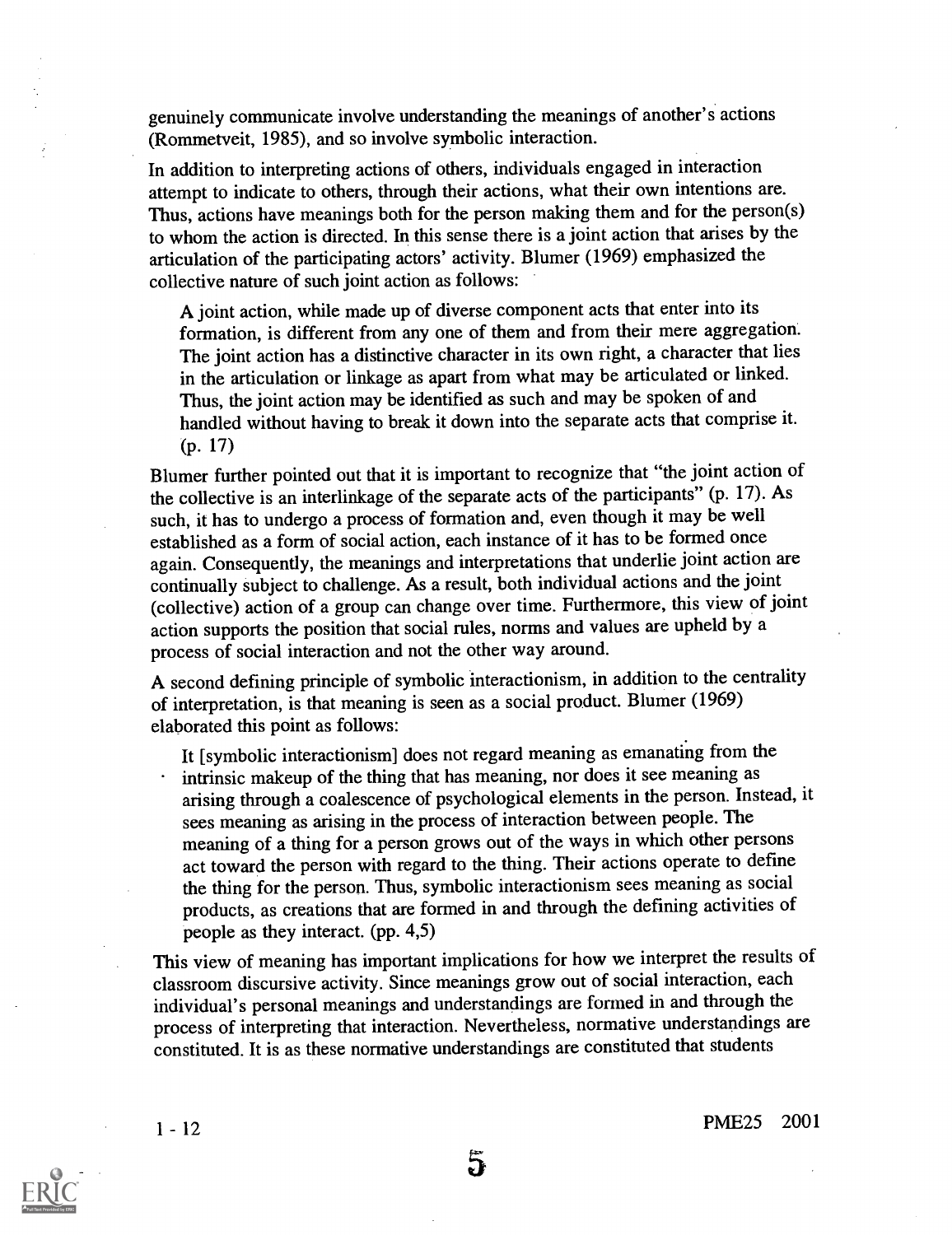genuinely communicate involve understanding the meanings of another's actions (Rommetveit, 1985), and so involve symbolic interaction.

In addition to interpreting actions of others, individuals engaged in interaction attempt to indicate to others, through their actions, what their own intentions are. Thus, actions have meanings both for the person making them and for the person(s) to whom the action is directed. In this sense there is a joint action that arises by the articulation of the participating actors' activity. Blumer (1969) emphasized the collective nature of such joint action as follows:

> A joint action, while made up of diverse component acts that enter into its formation, is different from any one of them and from their mere aggregation. The joint action has a distinctive character in its own right, a character that lies in the articulation or linkage as apart from what may be articulated or linked. Thus, the joint action may be identified as such and may be spoken of and handled without having to break it down into the separate acts that comprise it. (p. 17)

Blumer further pointed out that it is important to recognize that "the joint action of the collective is an interlinkage of the separate acts of the participants" (p. 17). As such, it has to undergo a process of formation and, even though it may be well established as a form of social action, each instance of it has to be formed once again. Consequently, the meanings and interpretations that underlie joint action are continually subject to challenge. As a result, both individual actions and the joint (collective) action of a group can change over time. Furthermore, this view of joint action supports the position that social rules, norms and values are upheld by a process of social interaction and not the other way around.

A second defining principle of symbolic interactionism, in addition to the centrality of interpretation, is that meaning is seen as a social product. Blumer (1969) elaborated this point as follows:

> It [symbolic interactionism] does not regard meaning as emanating from the intrinsic makeup of the thing that has meaning, nor does it see meaning as arising through a coalescence of psychological elements in the person. Instead, it sees meaning as arising in the process of interaction between people. The meaning of a thing for a person grows out of the ways in which other persons act toward the person with regard to the thing. Their actions operate to define the thing for the person. Thus, symbolic interactionism sees meaning as social products, as creations that are formed in and through the defining activities of people as they interact. (pp. 4,5)

This view of meaning has important implications for how we interpret the results of classroom discursive activity. Since meanings grow out of social interaction, each individual's personal meanings and understandings are formed in and through the process of interpreting that interaction. Nevertheless, normative understandings are constituted. It is as these normative understandings are constituted that students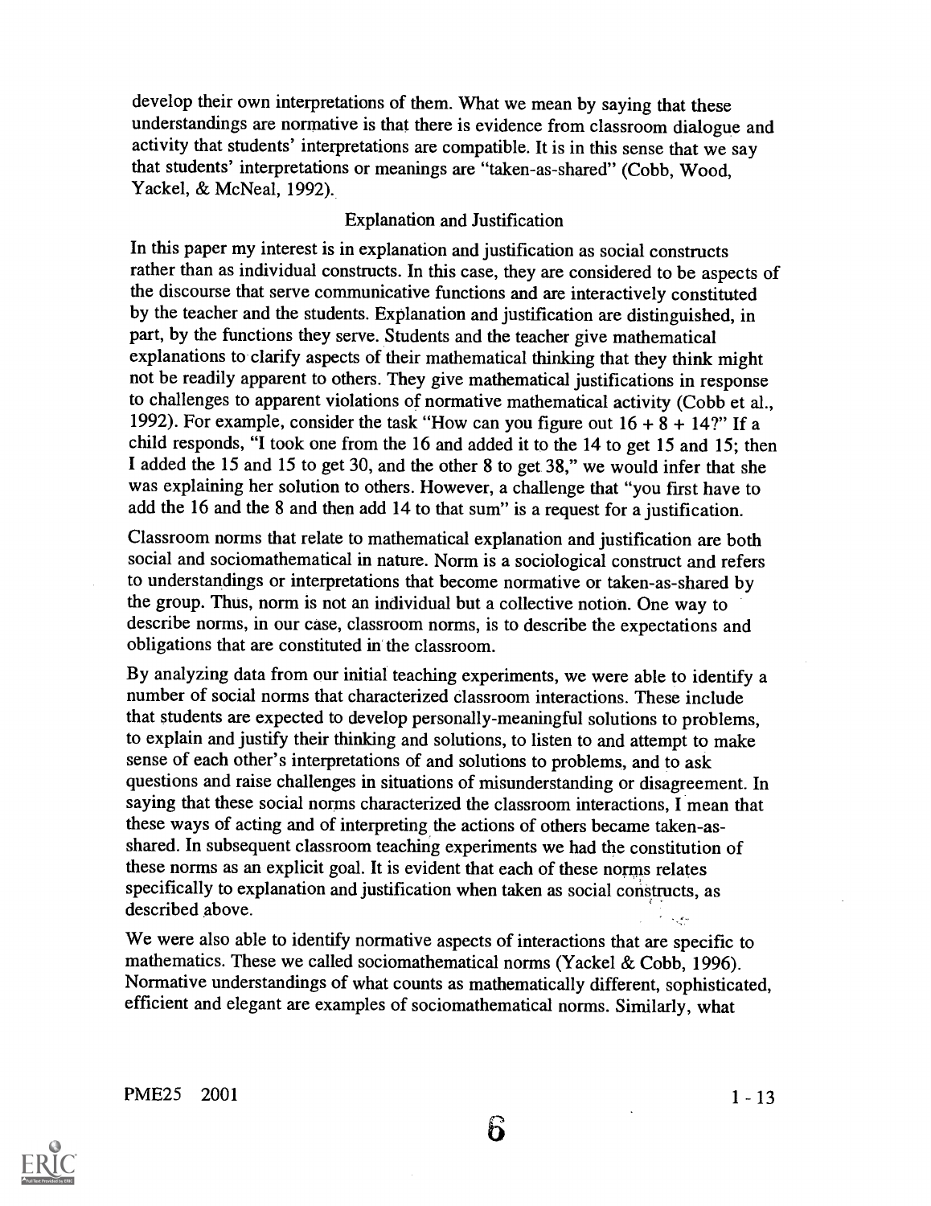develop their own interpretations of them. What we mean by saying that these understandings are normative is that there is evidence from classroom dialogue and activity that students' interpretations are compatible. It is in this sense that we say that students' interpretations or meanings are "taken-as-shared" (Cobb, Wood, Yackel, & McNeal, 1992).

## Explanation and Justification

In this paper my interest is in explanation and justification as social constructs rather than as individual constructs. In this case, they are considered to be aspects of the discourse that serve communicative functions and are interactively constituted by the teacher and the students. Explanation and justification are distinguished, in part, by the functions they serve. Students and the teacher give mathematical explanations to clarify aspects of their mathematical thinking that they think might not be readily apparent to others. They give mathematical justifications in response to challenges to apparent violations of normative mathematical activity (Cobb et al., 1992). For example, consider the task "How can you figure out 16 + 8 + 14?" If a child responds, "I took one from the 16 and added it to the 14 to get 15 and 15; then I added the 15 and 15 to get 30, and the other 8 to get 38," we would infer that she was explaining her solution to others. However, a challenge that "you first have to add the 16 and the 8 and then add 14 to that sum" is a request for a justification.

Classroom norms that relate to mathematical explanation and justification are both social and sociomathematical in nature. Norm is a sociological construct and refers to understandings or interpretations that become normative or taken-as-shared by the group. Thus, norm is not an individual but a collective notion. One way to describe norms, in our case, classroom norms, is to describe the expectations and obligations that are constituted in the classroom.

By analyzing data from our initial teaching experiments, we were able to identify a number of social norms that characterized classroom interactions. These include that students are expected to develop personally-meaningful solutions to problems, to explain and justify their thinking and solutions, to listen to and attempt to make sense of each other's interpretations of and solutions to problems, and to ask questions and raise challenges in situations of misunderstanding or disagreement. In saying that these social norms characterized the classroom interactions, I mean that these ways of acting and of interpreting the actions of others became taken-as-shared. In subsequent classroom teaching experiments we had the constitution of these norms as an explicit goal. It is evident that each of these norms relates specifically to explanation and justification when taken as social constructs, as described above.

We were also able to identify normative aspects of interactions that are specific to mathematics. These we called sociomathematical norms (Yackel & Cobb, 1996). Normative understandings of what counts as mathematically different, sophisticated, efficient and elegant are examples of sociomathematical norms. Similarly, what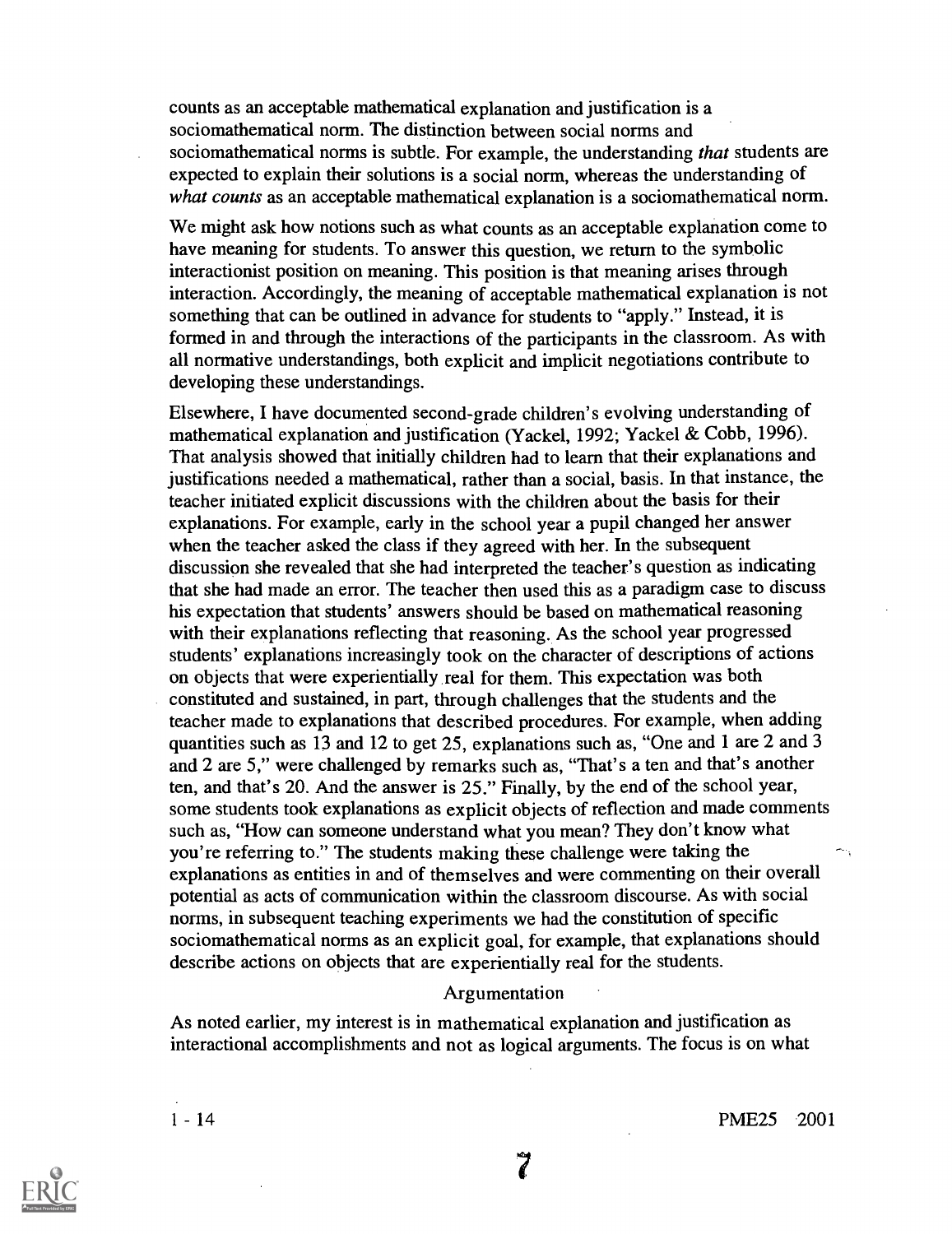counts as an acceptable mathematical explanation and justification is a sociomathematical norm. The distinction between social norms and sociomathematical norms is subtle. For example, the understanding *that* students are expected to explain their solutions is a social norm, whereas the understanding of *what counts* as an acceptable mathematical explanation is a sociomathematical norm.

We might ask how notions such as what counts as an acceptable explanation come to have meaning for students. To answer this question, we return to the symbolic interactionist position on meaning. This position is that meaning arises through interaction. Accordingly, the meaning of acceptable mathematical explanation is not something that can be outlined in advance for students to "apply." Instead, it is formed in and through the interactions of the participants in the classroom. As with all normative understandings, both explicit and implicit negotiations contribute to developing these understandings.

Elsewhere, I have documented second-grade children's evolving understanding of mathematical explanation and justification (Yackel, 1992; Yackel & Cobb, 1996). That analysis showed that initially children had to learn that their explanations and justifications needed a mathematical, rather than a social, basis. In that instance, the teacher initiated explicit discussions with the children about the basis for their explanations. For example, early in the school year a pupil changed her answer when the teacher asked the class if they agreed with her. In the subsequent discussion she revealed that she had interpreted the teacher's question as indicating that she had made an error. The teacher then used this as a paradigm case to discuss his expectation that students' answers should be based on mathematical reasoning with their explanations reflecting that reasoning. As the school year progressed students' explanations increasingly took on the character of descriptions of actions on objects that were experientially real for them. This expectation was both constituted and sustained, in part, through challenges that the students and the teacher made to explanations that described procedures. For example, when adding quantities such as 13 and 12 to get 25, explanations such as, "One and 1 are 2 and 3 and 2 are 5," were challenged by remarks such as, "That's a ten and that's another ten, and that's 20. And the answer is 25." Finally, by the end of the school year, some students took explanations as explicit objects of reflection and made comments such as, "How can someone understand what you mean? They don't know what you're referring to." The students making these challenge were taking the explanations as entities in and of themselves and were commenting on their overall potential as acts of communication within the classroom discourse. As with social norms, in subsequent teaching experiments we had the constitution of specific sociomathematical norms as an explicit goal, for example, that explanations should describe actions on objects that are experientially real for the students.

## Argumentation

As noted earlier, my interest is in mathematical explanation and justification as interactional accomplishments and not as logical arguments. The focus is on what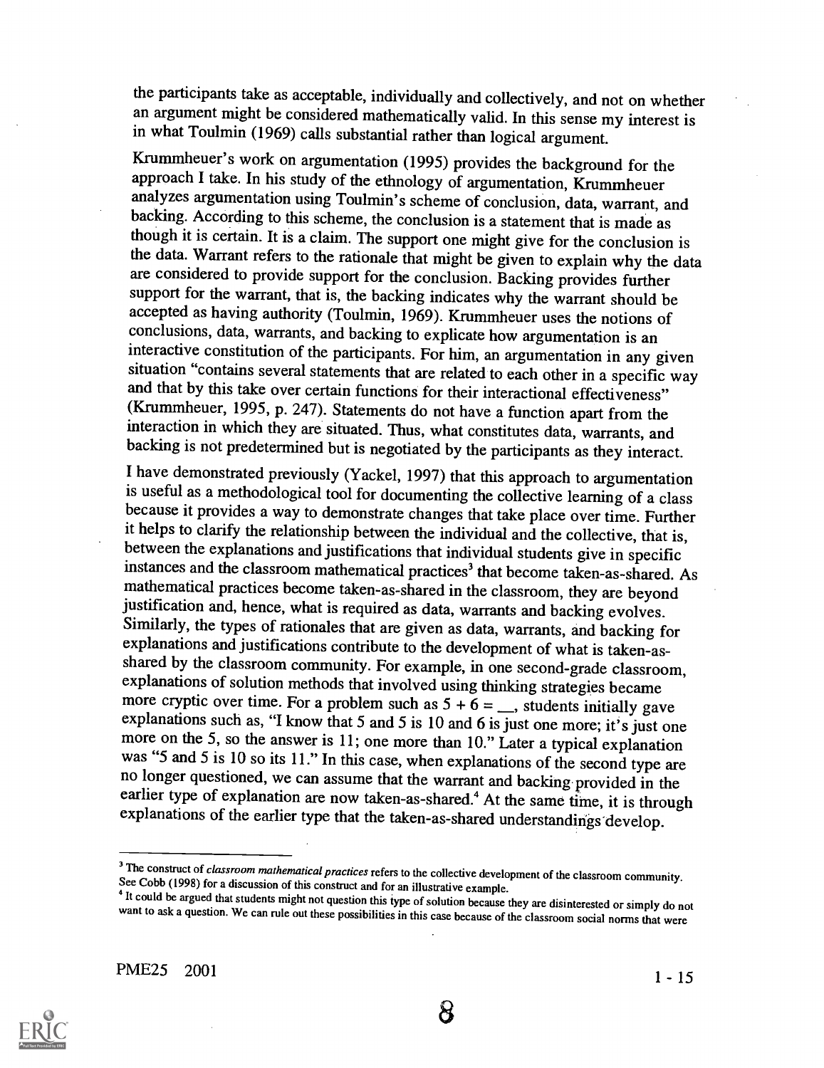the participants take as acceptable, individually and collectively, and not on whether an argument might be considered mathematically valid. In this sense my interest is in what Toulmin (1969) calls substantial rather than logical argument.

Krummheuer's work on argumentation (1995) provides the background for the approach I take. In his study of the ethnology of argumentation, Krummheuer analyzes argumentation using Toulmin's scheme of conclusion, data, warrant, and backing. According to this scheme, the conclusion is a statement that is made as though it is certain. It is a claim. The support one might give for the conclusion is the data. Warrant refers to the rationale that might be given to explain why the data are considered to provide support for the conclusion. Backing provides further support for the warrant, that is, the backing indicates why the warrant should be accepted as having authority (Toulmin, 1969). Krummheuer uses the notions of conclusions, data, warrants, and backing to explicate how argumentation is an interactive constitution of the participants. For him, an argumentation in any given situation "contains several statements that are related to each other in a specific way and that by this take over certain functions for their interactional effectiveness" (Krummheuer, 1995, p. 247). Statements do not have a function apart from the interaction in which they are situated. Thus, what constitutes data, warrants, and backing is not predetermined but is negotiated by the participants as they interact.

I have demonstrated previously (Yackel, 1997) that this approach to argumentation is useful as a methodological tool for documenting the collective learning of a class because it provides a way to demonstrate changes that take place over time. Further it helps to clarify the relationship between the individual and the collective, that is, between the explanations and justifications that individual students give in specific instances and the classroom mathematical practices[3] that become taken-as-shared. As mathematical practices become taken-as-shared in the classroom, they are beyond justification and, hence, what is required as data, warrants and backing evolves. Similarly, the types of rationales that are given as data, warrants, and backing for explanations and justifications contribute to the development of what is taken-as-shared by the classroom community. For example, in one second-grade classroom, explanations of solution methods that involved using thinking strategies became more cryptic over time. For a problem such as $5 + 6 = \_\_$, students initially gave explanations such as, "I know that 5 and 5 is 10 and 6 is just one more; it's just one more on the 5, so the answer is 11; one more than 10." Later a typical explanation was "5 and 5 is 10 so its 11." In this case, when explanations of the second type are no longer questioned, we can assume that the warrant and backing provided in the earlier type of explanation are now taken-as-shared.[4] At the same time, it is through explanations of the earlier type that the taken-as-shared understandings develop.

---

[3] The construct of *classroom mathematical practices* refers to the collective development of the classroom community. See Cobb (1998) for a discussion of this construct and for an illustrative example.

[4] It could be argued that students might not question this type of solution because they are disinterested or simply do not want to ask a question. We can rule out these possibilities in this case because of the classroom social norms that were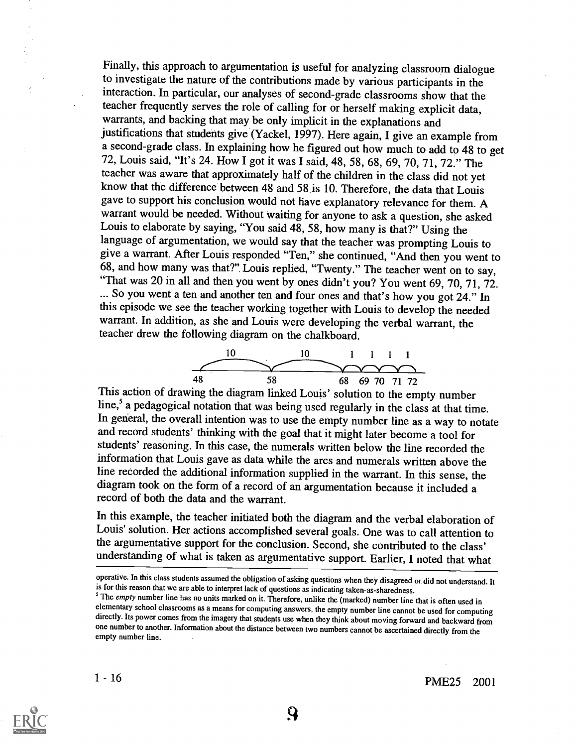Finally, this approach to argumentation is useful for analyzing classroom dialogue to investigate the nature of the contributions made by various participants in the interaction. In particular, our analyses of second-grade classrooms show that the teacher frequently serves the role of calling for or herself making explicit data, warrants, and backing that may be only implicit in the explanations and justifications that students give (Yackel, 1997). Here again, I give an example from a second-grade class. In explaining how he figured out how much to add to 48 to get 72, Louis said, "It's 24. How I got it was I said, 48, 58, 68, 69, 70, 71, 72." The teacher was aware that approximately half of the children in the class did not yet know that the difference between 48 and 58 is 10. Therefore, the data that Louis gave to support his conclusion would not have explanatory relevance for them. A warrant would be needed. Without waiting for anyone to ask a question, she asked Louis to elaborate by saying, "You said 48, 58, how many is that?" Using the language of argumentation, we would say that the teacher was prompting Louis to give a warrant. After Louis responded "Ten," she continued, "And then you went to 68, and how many was that?" Louis replied, "Twenty." The teacher went on to say, "That was 20 in all and then you went by ones didn't you? You went 69, 70, 71, 72. ... So you went a ten and another ten and four ones and that's how you got 24." In this episode we see the teacher working together with Louis to develop the needed warrant. In addition, as she and Louis were developing the verbal warrant, the teacher drew the following diagram on the chalkboard.

```
        10            10          1   1   1   1
   ___________   ___________    ___ ___ ___ ___
  48            58            68  69  70  71  72
```

This action of drawing the diagram linked Louis' solution to the empty number line,[5] a pedagogical notation that was being used regularly in the class at that time. In general, the overall intention was to use the empty number line as a way to notate and record students' thinking with the goal that it might later become a tool for students' reasoning. In this case, the numerals written below the line recorded the information that Louis gave as data while the arcs and numerals written above the line recorded the additional information supplied in the warrant. In this sense, the diagram took on the form of a record of an argumentation because it included a record of both the data and the warrant.

In this example, the teacher initiated both the diagram and the verbal elaboration of Louis' solution. Her actions accomplished several goals. One was to call attention to the argumentative support for the conclusion. Second, she contributed to the class' understanding of what is taken as argumentative support. Earlier, I noted that what

---

operative. In this class students assumed the obligation of asking questions when they disagreed or did not understand. It is for this reason that we are able to interpret lack of questions as indicating taken-as-sharedness.

[5] The *empty* number line has no units marked on it. Therefore, unlike the (marked) number line that is often used in elementary school classrooms as a means for computing answers, the empty number line cannot be used for computing directly. Its power comes from the imagery that students use when they think about moving forward and backward from one number to another. Information about the distance between two numbers cannot be ascertained directly from the empty number line.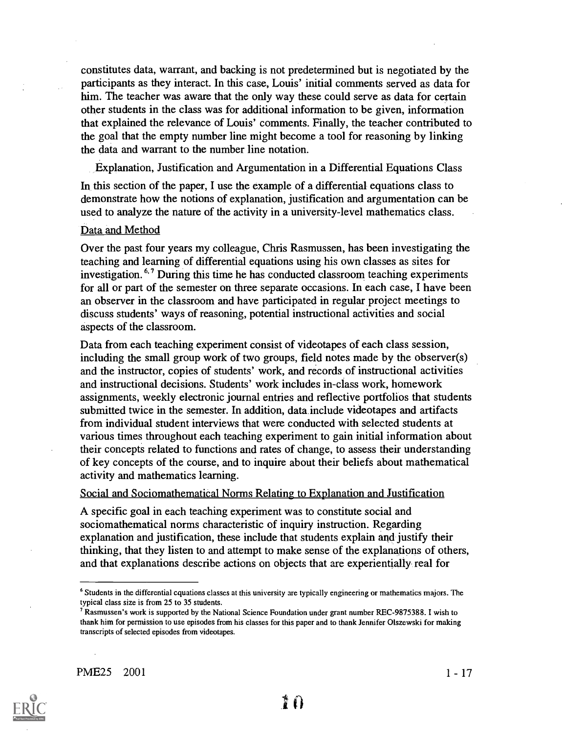constitutes data, warrant, and backing is not predetermined but is negotiated by the participants as they interact. In this case, Louis' initial comments served as data for him. The teacher was aware that the only way these could serve as data for certain other students in the class was for additional information to be given, information that explained the relevance of Louis' comments. Finally, the teacher contributed to the goal that the empty number line might become a tool for reasoning by linking the data and warrant to the number line notation.

## Explanation, Justification and Argumentation in a Differential Equations Class

In this section of the paper, I use the example of a differential equations class to demonstrate how the notions of explanation, justification and argumentation can be used to analyze the nature of the activity in a university-level mathematics class.

### Data and Method

Over the past four years my colleague, Chris Rasmussen, has been investigating the teaching and learning of differential equations using his own classes as sites for investigation.[6,7] During this time he has conducted classroom teaching experiments for all or part of the semester on three separate occasions. In each case, I have been an observer in the classroom and have participated in regular project meetings to discuss students' ways of reasoning, potential instructional activities and social aspects of the classroom.

Data from each teaching experiment consist of videotapes of each class session, including the small group work of two groups, field notes made by the observer(s) and the instructor, copies of students' work, and records of instructional activities and instructional decisions. Students' work includes in-class work, homework assignments, weekly electronic journal entries and reflective portfolios that students submitted twice in the semester. In addition, data include videotapes and artifacts from individual student interviews that were conducted with selected students at various times throughout each teaching experiment to gain initial information about their concepts related to functions and rates of change, to assess their understanding of key concepts of the course, and to inquire about their beliefs about mathematical activity and mathematics learning.

### Social and Sociomathematical Norms Relating to Explanation and Justification

A specific goal in each teaching experiment was to constitute social and sociomathematical norms characteristic of inquiry instruction. Regarding explanation and justification, these include that students explain and justify their thinking, that they listen to and attempt to make sense of the explanations of others, and that explanations describe actions on objects that are experientially real for

---

[6] Students in the differential equations classes at this university are typically engineering or mathematics majors. The typical class size is from 25 to 35 students.

[7] Rasmussen's work is supported by the National Science Foundation under grant number REC-9875388. I wish to thank him for permission to use episodes from his classes for this paper and to thank Jennifer Olszewski for making transcripts of selected episodes from videotapes.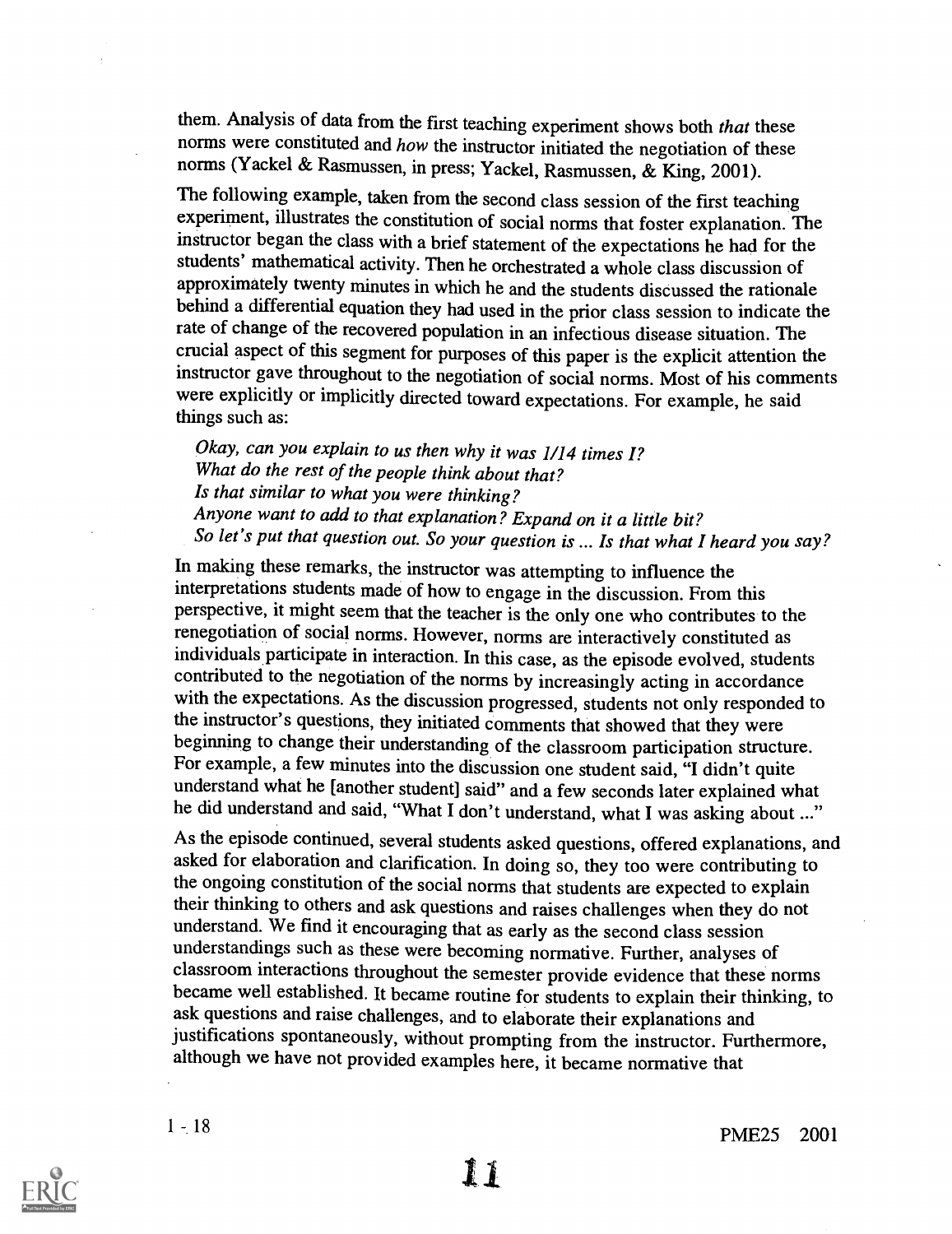them. Analysis of data from the first teaching experiment shows both *that* these norms were constituted and *how* the instructor initiated the negotiation of these norms (Yackel & Rasmussen, in press; Yackel, Rasmussen, & King, 2001).

The following example, taken from the second class session of the first teaching experiment, illustrates the constitution of social norms that foster explanation. The instructor began the class with a brief statement of the expectations he had for the students' mathematical activity. Then he orchestrated a whole class discussion of approximately twenty minutes in which he and the students discussed the rationale behind a differential equation they had used in the prior class session to indicate the rate of change of the recovered population in an infectious disease situation. The crucial aspect of this segment for purposes of this paper is the explicit attention the instructor gave throughout to the negotiation of social norms. Most of his comments were explicitly or implicitly directed toward expectations. For example, he said things such as:

*Okay, can you explain to us then why it was 1/14 times I?*
*What do the rest of the people think about that?*
*Is that similar to what you were thinking?*
*Anyone want to add to that explanation? Expand on it a little bit?*
*So let's put that question out. So your question is ... Is that what I heard you say?*

In making these remarks, the instructor was attempting to influence the interpretations students made of how to engage in the discussion. From this perspective, it might seem that the teacher is the only one who contributes to the renegotiation of social norms. However, norms are interactively constituted as individuals participate in interaction. In this case, as the episode evolved, students contributed to the negotiation of the norms by increasingly acting in accordance with the expectations. As the discussion progressed, students not only responded to the instructor's questions, they initiated comments that showed that they were beginning to change their understanding of the classroom participation structure. For example, a few minutes into the discussion one student said, "I didn't quite understand what he [another student] said" and a few seconds later explained what he did understand and said, "What I don't understand, what I was asking about ..."

As the episode continued, several students asked questions, offered explanations, and asked for elaboration and clarification. In doing so, they too were contributing to the ongoing constitution of the social norms that students are expected to explain their thinking to others and ask questions and raises challenges when they do not understand. We find it encouraging that as early as the second class session understandings such as these were becoming normative. Further, analyses of classroom interactions throughout the semester provide evidence that these norms became well established. It became routine for students to explain their thinking, to ask questions and raise challenges, and to elaborate their explanations and justifications spontaneously, without prompting from the instructor. Furthermore, although we have not provided examples here, it became normative that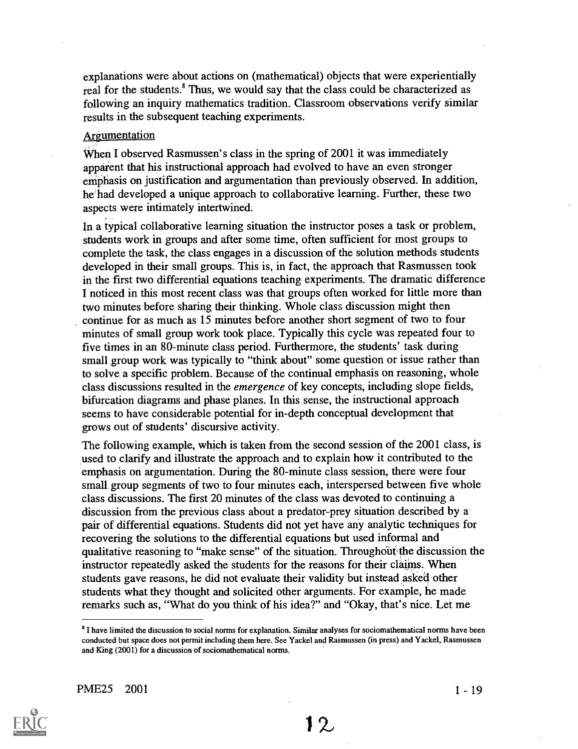explanations were about actions on (mathematical) objects that were experientially real for the students.[8] Thus, we would say that the class could be characterized as following an inquiry mathematics tradition. Classroom observations verify similar results in the subsequent teaching experiments.

Argumentation

When I observed Rasmussen's class in the spring of 2001 it was immediately apparent that his instructional approach had evolved to have an even stronger emphasis on justification and argumentation than previously observed. In addition, he had developed a unique approach to collaborative learning. Further, these two aspects were intimately intertwined.

In a typical collaborative learning situation the instructor poses a task or problem, students work in groups and after some time, often sufficient for most groups to complete the task, the class engages in a discussion of the solution methods students developed in their small groups. This is, in fact, the approach that Rasmussen took in the first two differential equations teaching experiments. The dramatic difference I noticed in this most recent class was that groups often worked for little more than two minutes before sharing their thinking. Whole class discussion might then continue for as much as 15 minutes before another short segment of two to four minutes of small group work took place. Typically this cycle was repeated four to five times in an 80-minute class period. Furthermore, the students' task during small group work was typically to "think about" some question or issue rather than to solve a specific problem. Because of the continual emphasis on reasoning, whole class discussions resulted in the *emergence* of key concepts, including slope fields, bifurcation diagrams and phase planes. In this sense, the instructional approach seems to have considerable potential for in-depth conceptual development that grows out of students' discursive activity.

The following example, which is taken from the second session of the 2001 class, is used to clarify and illustrate the approach and to explain how it contributed to the emphasis on argumentation. During the 80-minute class session, there were four small group segments of two to four minutes each, interspersed between five whole class discussions. The first 20 minutes of the class was devoted to continuing a discussion from the previous class about a predator-prey situation described by a pair of differential equations. Students did not yet have any analytic techniques for recovering the solutions to the differential equations but used informal and qualitative reasoning to "make sense" of the situation. Throughout the discussion the instructor repeatedly asked the students for the reasons for their claims. When students gave reasons, he did not evaluate their validity but instead asked other students what they thought and solicited other arguments. For example, he made remarks such as, "What do you think of his idea?" and "Okay, that's nice. Let me

[8] I have limited the discussion to social norms for explanation. Similar analyses for sociomathematical norms have been conducted but space does not permit including them here. See Yackel and Rasmussen (in press) and Yackel, Rasmussen and King (2001) for a discussion of sociomathematical norms.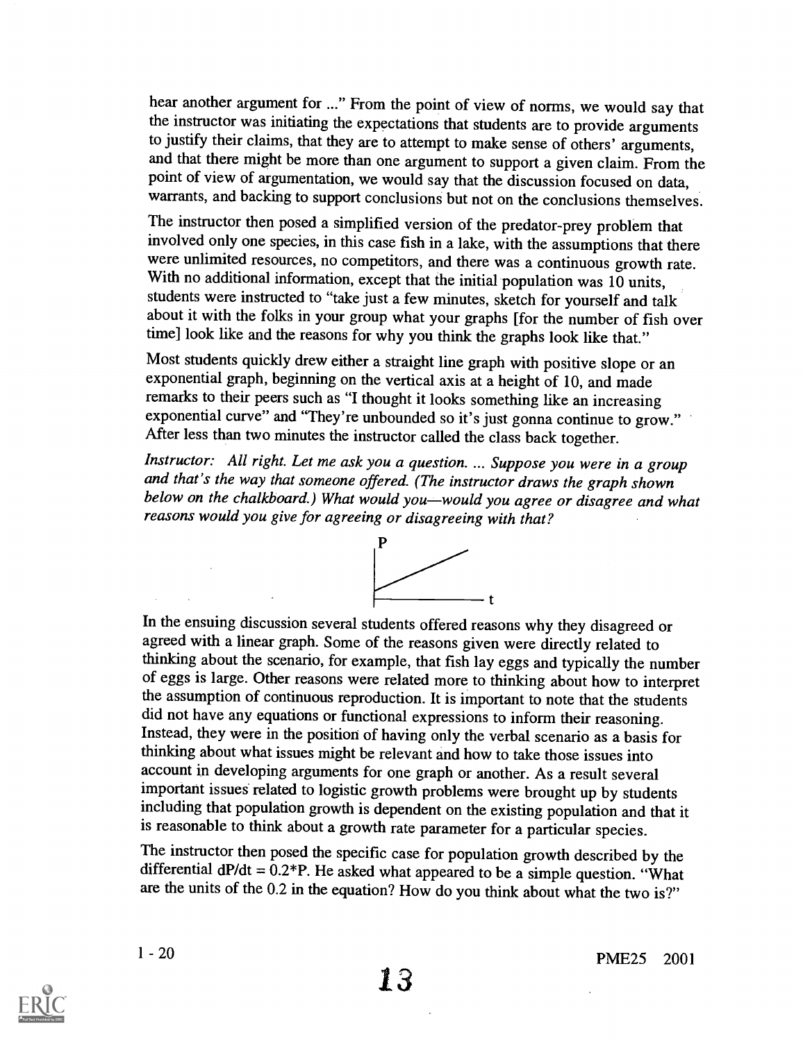hear another argument for ..." From the point of view of norms, we would say that the instructor was initiating the expectations that students are to provide arguments to justify their claims, that they are to attempt to make sense of others' arguments, and that there might be more than one argument to support a given claim. From the point of view of argumentation, we would say that the discussion focused on data, warrants, and backing to support conclusions but not on the conclusions themselves.

The instructor then posed a simplified version of the predator-prey problem that involved only one species, in this case fish in a lake, with the assumptions that there were unlimited resources, no competitors, and there was a continuous growth rate. With no additional information, except that the initial population was 10 units, students were instructed to "take just a few minutes, sketch for yourself and talk about it with the folks in your group what your graphs [for the number of fish over time] look like and the reasons for why you think the graphs look like that."

Most students quickly drew either a straight line graph with positive slope or an exponential graph, beginning on the vertical axis at a height of 10, and made remarks to their peers such as "I thought it looks something like an increasing exponential curve" and "They're unbounded so it's just gonna continue to grow." After less than two minutes the instructor called the class back together.

*Instructor: All right. Let me ask you a question. ... Suppose you were in a group and that's the way that someone offered. (The instructor draws the graph shown below on the chalkboard.) What would you—would you agree or disagree and what reasons would you give for agreeing or disagreeing with that?*

In the ensuing discussion several students offered reasons why they disagreed or agreed with a linear graph. Some of the reasons given were directly related to thinking about the scenario, for example, that fish lay eggs and typically the number of eggs is large. Other reasons were related more to thinking about how to interpret the assumption of continuous reproduction. It is important to note that the students did not have any equations or functional expressions to inform their reasoning. Instead, they were in the position of having only the verbal scenario as a basis for thinking about what issues might be relevant and how to take those issues into account in developing arguments for one graph or another. As a result several important issues related to logistic growth problems were brought up by students including that population growth is dependent on the existing population and that it is reasonable to think about a growth rate parameter for a particular species.

The instructor then posed the specific case for population growth described by the differential $dP/dt = 0.2*P$. He asked what appeared to be a simple question. "What are the units of the 0.2 in the equation? How do you think about what the two is?"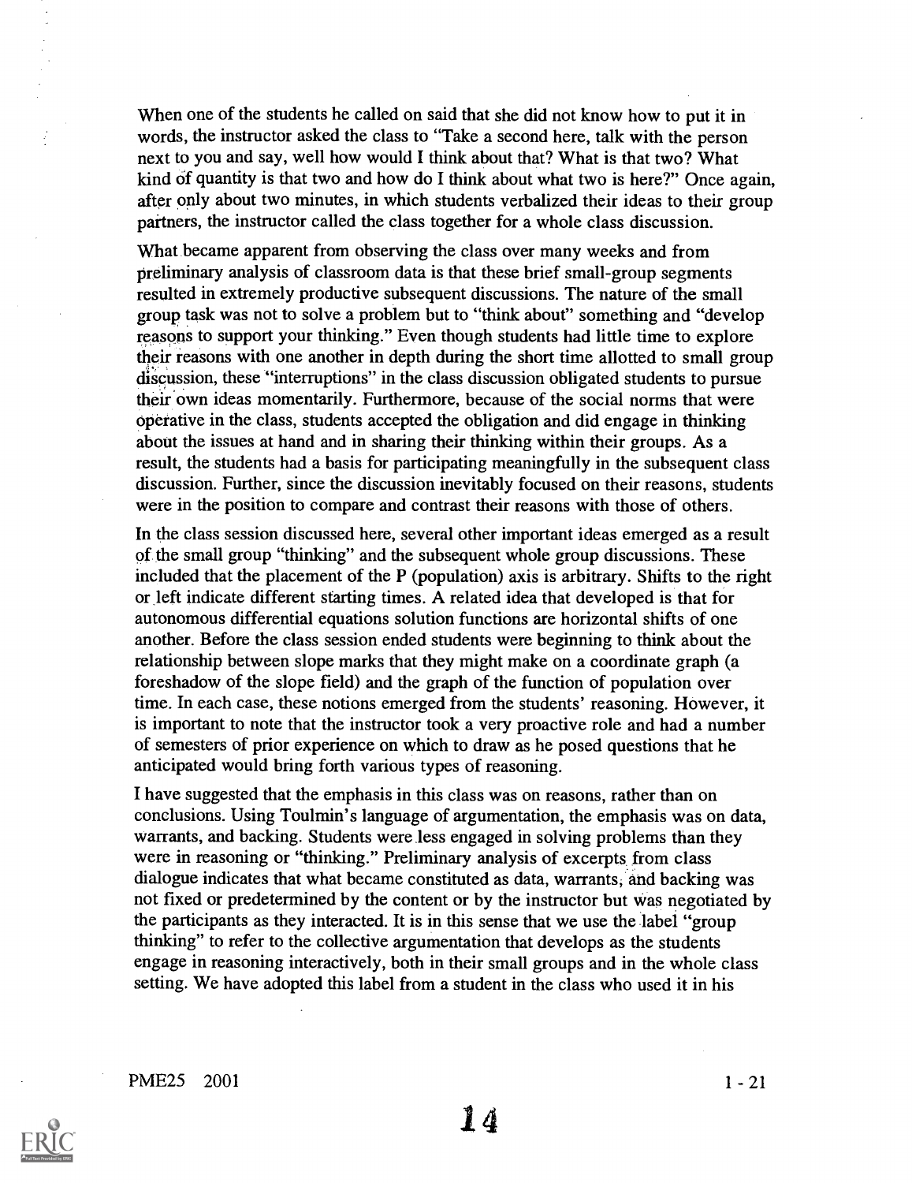When one of the students he called on said that she did not know how to put it in words, the instructor asked the class to "Take a second here, talk with the person next to you and say, well how would I think about that? What is that two? What kind of quantity is that two and how do I think about what two is here?" Once again, after only about two minutes, in which students verbalized their ideas to their group partners, the instructor called the class together for a whole class discussion.

What became apparent from observing the class over many weeks and from preliminary analysis of classroom data is that these brief small-group segments resulted in extremely productive subsequent discussions. The nature of the small group task was not to solve a problem but to "think about" something and "develop reasons to support your thinking." Even though students had little time to explore their reasons with one another in depth during the short time allotted to small group discussion, these "interruptions" in the class discussion obligated students to pursue their own ideas momentarily. Furthermore, because of the social norms that were operative in the class, students accepted the obligation and did engage in thinking about the issues at hand and in sharing their thinking within their groups. As a result, the students had a basis for participating meaningfully in the subsequent class discussion. Further, since the discussion inevitably focused on their reasons, students were in the position to compare and contrast their reasons with those of others.

In the class session discussed here, several other important ideas emerged as a result of the small group "thinking" and the subsequent whole group discussions. These included that the placement of the P (population) axis is arbitrary. Shifts to the right or left indicate different starting times. A related idea that developed is that for autonomous differential equations solution functions are horizontal shifts of one another. Before the class session ended students were beginning to think about the relationship between slope marks that they might make on a coordinate graph (a foreshadow of the slope field) and the graph of the function of population over time. In each case, these notions emerged from the students' reasoning. However, it is important to note that the instructor took a very proactive role and had a number of semesters of prior experience on which to draw as he posed questions that he anticipated would bring forth various types of reasoning.

I have suggested that the emphasis in this class was on reasons, rather than on conclusions. Using Toulmin's language of argumentation, the emphasis was on data, warrants, and backing. Students were less engaged in solving problems than they were in reasoning or "thinking." Preliminary analysis of excerpts from class dialogue indicates that what became constituted as data, warrants, and backing was not fixed or predetermined by the content or by the instructor but was negotiated by the participants as they interacted. It is in this sense that we use the label "group thinking" to refer to the collective argumentation that develops as the students engage in reasoning interactively, both in their small groups and in the whole class setting. We have adopted this label from a student in the class who used it in his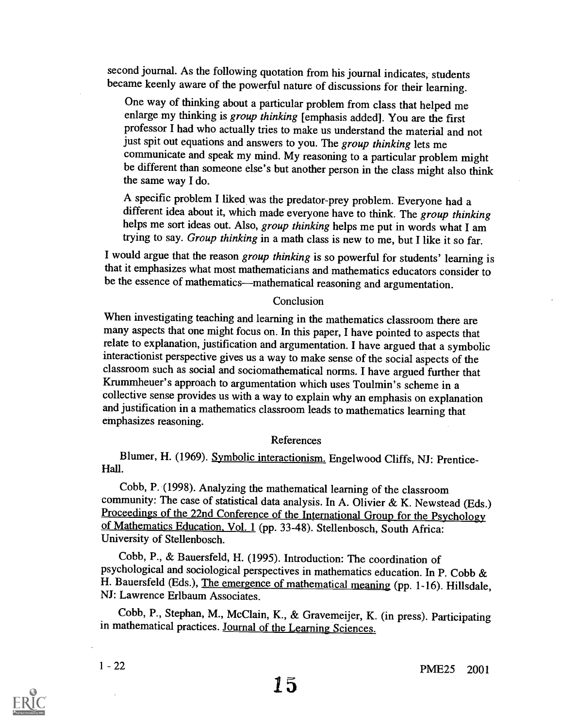second journal. As the following quotation from his journal indicates, students became keenly aware of the powerful nature of discussions for their learning.

> One way of thinking about a particular problem from class that helped me enlarge my thinking is *group thinking* [emphasis added]. You are the first professor I had who actually tries to make us understand the material and not just spit out equations and answers to you. The *group thinking* lets me communicate and speak my mind. My reasoning to a particular problem might be different than someone else's but another person in the class might also think the same way I do.
>
> A specific problem I liked was the predator-prey problem. Everyone had a different idea about it, which made everyone have to think. The *group thinking* helps me sort ideas out. Also, *group thinking* helps me put in words what I am trying to say. *Group thinking* in a math class is new to me, but I like it so far.

I would argue that the reason *group thinking* is so powerful for students' learning is that it emphasizes what most mathematicians and mathematics educators consider to be the essence of mathematics—mathematical reasoning and argumentation.

## Conclusion

When investigating teaching and learning in the mathematics classroom there are many aspects that one might focus on. In this paper, I have pointed to aspects that relate to explanation, justification and argumentation. I have argued that a symbolic interactionist perspective gives us a way to make sense of the social aspects of the classroom such as social and sociomathematical norms. I have argued further that Krummheuer's approach to argumentation which uses Toulmin's scheme in a collective sense provides us with a way to explain why an emphasis on explanation and justification in a mathematics classroom leads to mathematics learning that emphasizes reasoning.

## References

Blumer, H. (1969). Symbolic interactionism. Engelwood Cliffs, NJ: Prentice-Hall.

Cobb, P. (1998). Analyzing the mathematical learning of the classroom community: The case of statistical data analysis. In A. Olivier & K. Newstead (Eds.) Proceedings of the 22nd Conference of the International Group for the Psychology of Mathematics Education, Vol. 1 (pp. 33-48). Stellenbosch, South Africa: University of Stellenbosch.

Cobb, P., & Bauersfeld, H. (1995). Introduction: The coordination of psychological and sociological perspectives in mathematics education. In P. Cobb & H. Bauersfeld (Eds.), The emergence of mathematical meaning (pp. 1-16). Hillsdale, NJ: Lawrence Erlbaum Associates.

Cobb, P., Stephan, M., McClain, K., & Gravemeijer, K. (in press). Participating in mathematical practices. Journal of the Learning Sciences.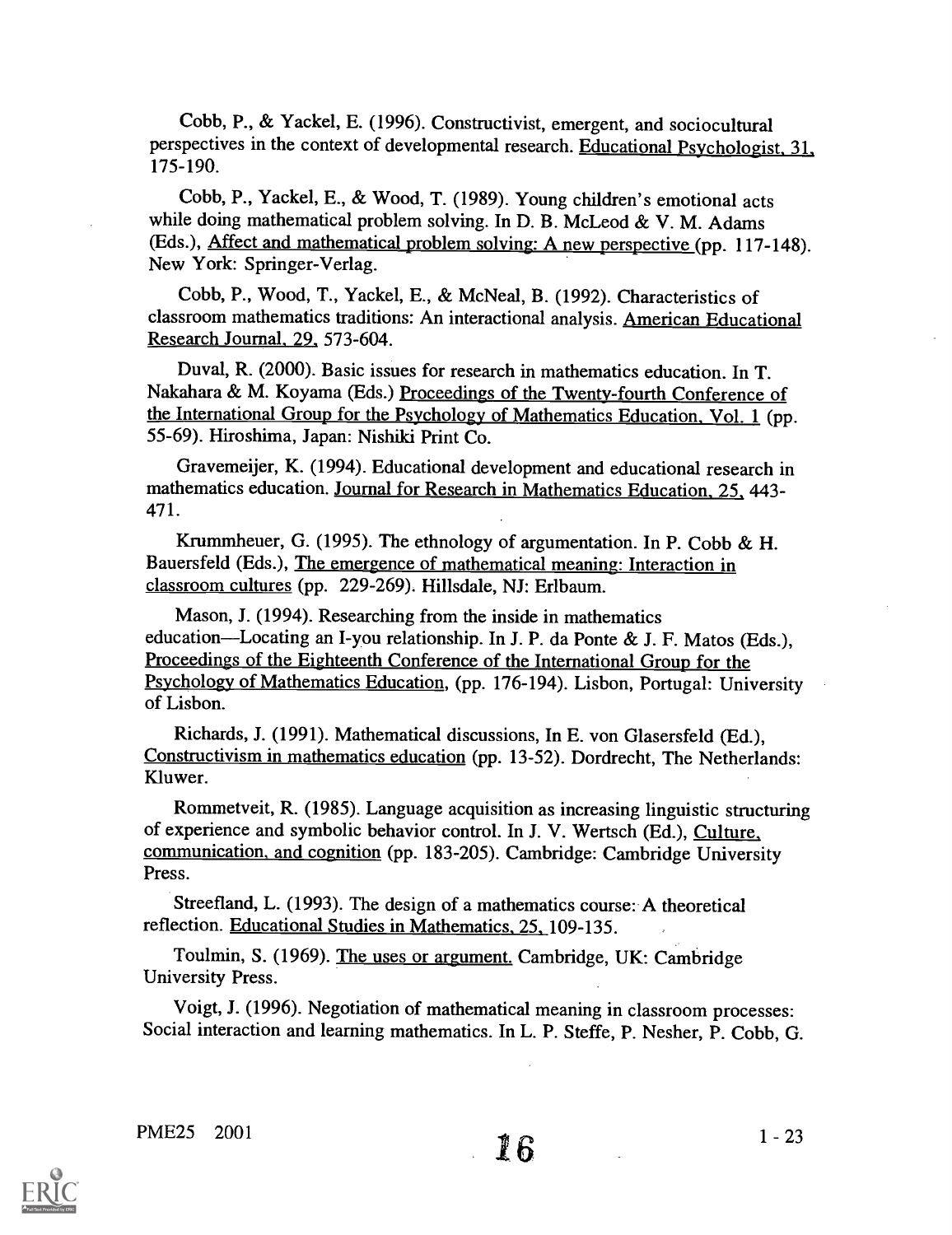Cobb, P., & Yackel, E. (1996). Constructivist, emergent, and sociocultural perspectives in the context of developmental research. Educational Psychologist, 31, 175-190.

Cobb, P., Yackel, E., & Wood, T. (1989). Young children's emotional acts while doing mathematical problem solving. In D. B. McLeod & V. M. Adams (Eds.), Affect and mathematical problem solving: A new perspective (pp. 117-148). New York: Springer-Verlag.

Cobb, P., Wood, T., Yackel, E., & McNeal, B. (1992). Characteristics of classroom mathematics traditions: An interactional analysis. American Educational Research Journal, 29, 573-604.

Duval, R. (2000). Basic issues for research in mathematics education. In T. Nakahara & M. Koyama (Eds.) Proceedings of the Twenty-fourth Conference of the International Group for the Psychology of Mathematics Education, Vol. 1 (pp. 55-69). Hiroshima, Japan: Nishiki Print Co.

Gravemeijer, K. (1994). Educational development and educational research in mathematics education. Journal for Research in Mathematics Education, 25, 443-471.

Krummheuer, G. (1995). The ethnology of argumentation. In P. Cobb & H. Bauersfeld (Eds.), The emergence of mathematical meaning: Interaction in classroom cultures (pp. 229-269). Hillsdale, NJ: Erlbaum.

Mason, J. (1994). Researching from the inside in mathematics education—Locating an I-you relationship. In J. P. da Ponte & J. F. Matos (Eds.), Proceedings of the Eighteenth Conference of the International Group for the Psychology of Mathematics Education, (pp. 176-194). Lisbon, Portugal: University of Lisbon.

Richards, J. (1991). Mathematical discussions, In E. von Glasersfeld (Ed.), Constructivism in mathematics education (pp. 13-52). Dordrecht, The Netherlands: Kluwer.

Rommetveit, R. (1985). Language acquisition as increasing linguistic structuring of experience and symbolic behavior control. In J. V. Wertsch (Ed.), Culture, communication, and cognition (pp. 183-205). Cambridge: Cambridge University Press.

Streefland, L. (1993). The design of a mathematics course: A theoretical reflection. Educational Studies in Mathematics, 25, 109-135.

Toulmin, S. (1969). The uses or argument. Cambridge, UK: Cambridge University Press.

Voigt, J. (1996). Negotiation of mathematical meaning in classroom processes: Social interaction and learning mathematics. In L. P. Steffe, P. Nesher, P. Cobb, G.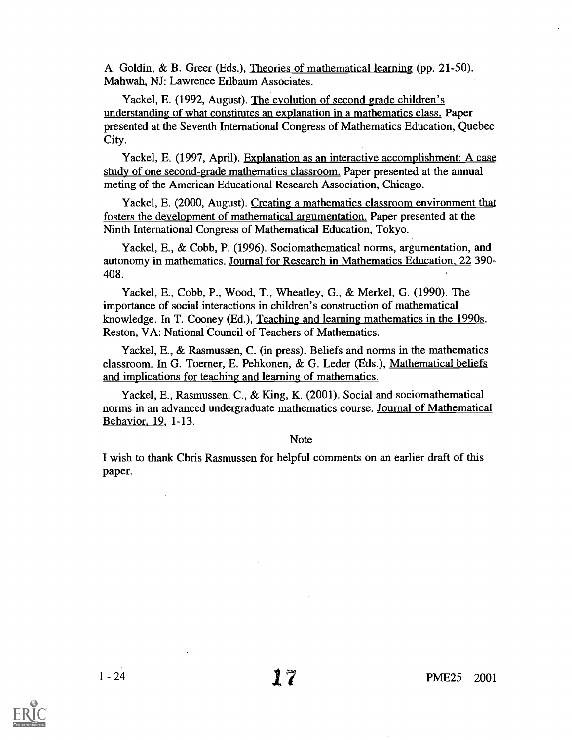A. Goldin, & B. Greer (Eds.), Theories of mathematical learning (pp. 21-50). Mahwah, NJ: Lawrence Erlbaum Associates.

Yackel, E. (1992, August). The evolution of second grade children's understanding of what constitutes an explanation in a mathematics class. Paper presented at the Seventh International Congress of Mathematics Education, Quebec City.

Yackel, E. (1997, April). Explanation as an interactive accomplishment: A case study of one second-grade mathematics classroom. Paper presented at the annual meting of the American Educational Research Association, Chicago.

Yackel, E. (2000, August). Creating a mathematics classroom environment that fosters the development of mathematical argumentation. Paper presented at the Ninth International Congress of Mathematical Education, Tokyo.

Yackel, E., & Cobb, P. (1996). Sociomathematical norms, argumentation, and autonomy in mathematics. Journal for Research in Mathematics Education, 22 390-408.

Yackel, E., Cobb, P., Wood, T., Wheatley, G., & Merkel, G. (1990). The importance of social interactions in children's construction of mathematical knowledge. In T. Cooney (Ed.), Teaching and learning mathematics in the 1990s. Reston, VA: National Council of Teachers of Mathematics.

Yackel, E., & Rasmussen, C. (in press). Beliefs and norms in the mathematics classroom. In G. Toerner, E. Pehkonen, & G. Leder (Eds.), Mathematical beliefs and implications for teaching and learning of mathematics.

Yackel, E., Rasmussen, C., & King, K. (2001). Social and sociomathematical norms in an advanced undergraduate mathematics course. Journal of Mathematical Behavior, 19, 1-13.

## Note

I wish to thank Chris Rasmussen for helpful comments on an earlier draft of this paper.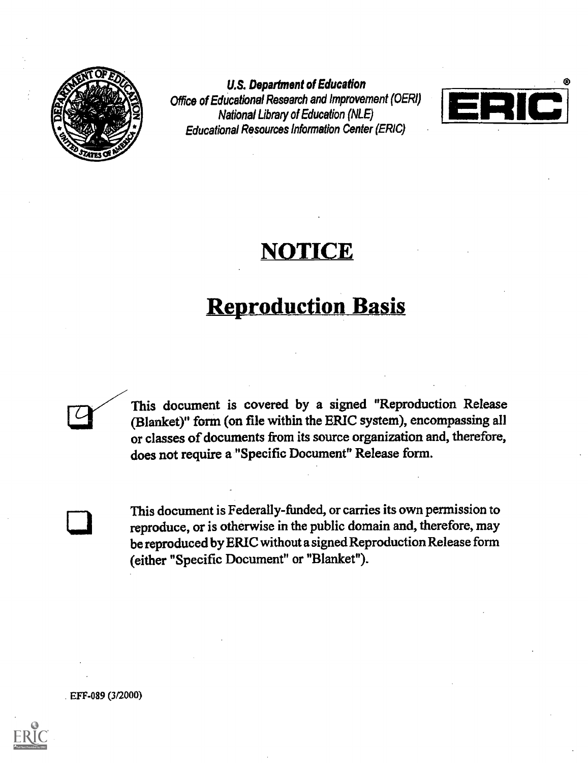U.S. Department of Education
Office of Educational Research and Improvement (OERI)
National Library of Education (NLE)
Educational Resources Information Center (ERIC)

ERIC®

# NOTICE

# Reproduction Basis

- [x] This document is covered by a signed "Reproduction Release (Blanket)" form (on file within the ERIC system), encompassing all or classes of documents from its source organization and, therefore, does not require a "Specific Document" Release form.

- [ ] This document is Federally-funded, or carries its own permission to reproduce, or is otherwise in the public domain and, therefore, may be reproduced by ERIC without a signed Reproduction Release form (either "Specific Document" or "Blanket").

EFF-089 (3/2000)